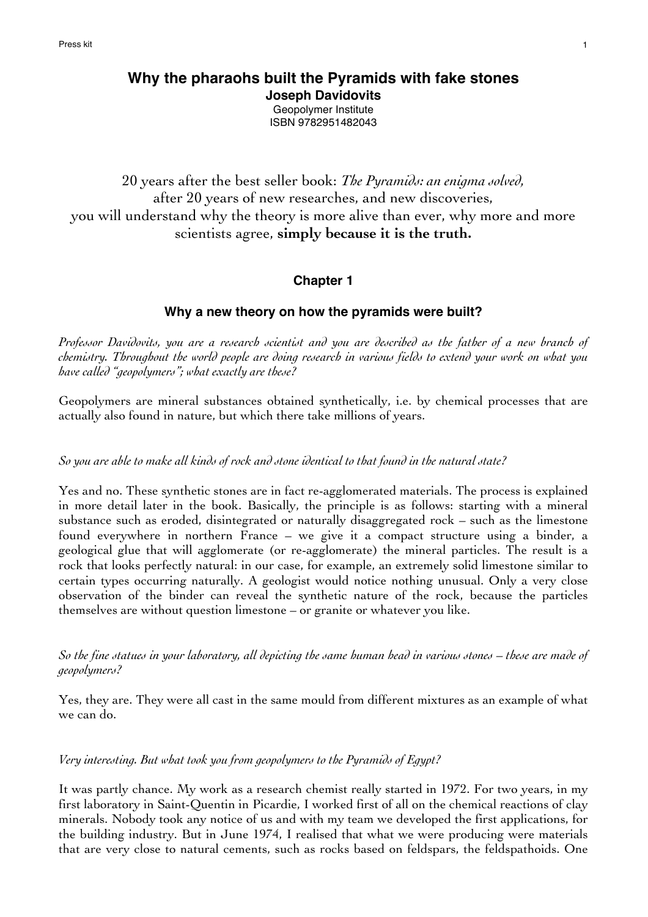# Why the pharaohs built the Pyramids with fake stones

**Joseph Davidovits**

Geopolymer Institute

ISBN 9782951482043

20 years after the best seller book: *The Pyramids: an enigma solved,* after 20 years of new researches, and new discoveries, you will understand why the theory is more alive than ever, why more and more scientists agree, **simply because it is the truth.**

## Chapter 1

### Why a new theory on how the pyramids were built?

*Professor Davidovits, you are a research scientist and you are described as the father of a new branch of chemistry. Throughout the world people are doing research in various fields to extend your work on what you have called "geopolymers"; what exactly are these?*

Geopolymers are mineral substances obtained synthetically, i.e. by chemical processes that are actually also found in nature, but which there take millions of years.

*So you are able to make all kinds of rock and stone identical to that found in the natural state?*

Yes and no. These synthetic stones are in fact re-agglomerated materials. The process is explained in more detail later in the book. Basically, the principle is as follows: starting with a mineral substance such as eroded, disintegrated or naturally disaggregated rock – such as the limestone found everywhere in northern France – we give it a compact structure using a binder, a geological glue that will agglomerate (or re-agglomerate) the mineral particles. The result is a rock that looks perfectly natural: in our case, for example, an extremely solid limestone similar to certain types occurring naturally. A geologist would notice nothing unusual. Only a very close observation of the binder can reveal the synthetic nature of the rock, because the particles themselves are without question limestone – or granite or whatever you like.

*So the fine statues in your laboratory, all depicting the same human head in various stones – these are made of geopolymers?*

Yes, they are. They were all cast in the same mould from different mixtures as an example of what we can do.

*Very interesting. But what took you from geopolymers to the Pyramids of Egypt?*

It was partly chance. My work as a research chemist really started in 1972. For two years, in my first laboratory in Saint-Quentin in Picardie, I worked first of all on the chemical reactions of clay minerals. Nobody took any notice of us and with my team we developed the first applications, for the building industry. But in June 1974, I realised that what we were producing were materials that are very close to natural cements, such as rocks based on feldspars, the feldspathoids. One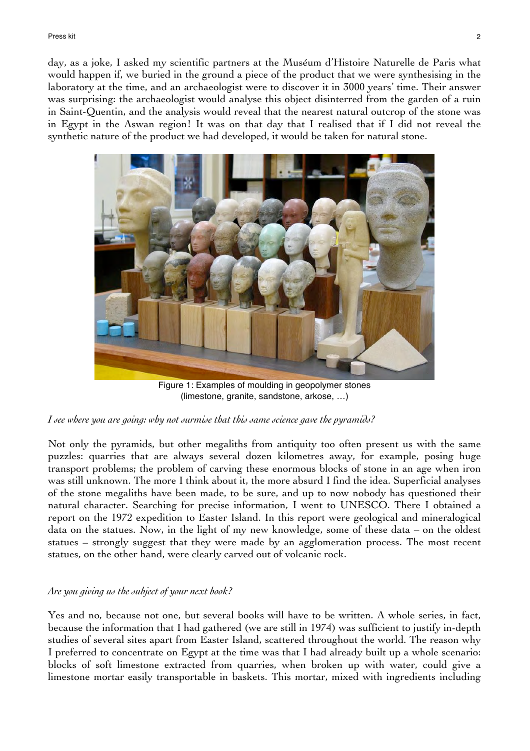day, as a joke, I asked my scientific partners at the Muséum d'Histoire Naturelle de Paris what would happen if, we buried in the ground a piece of the product that we were synthesising in the laboratory at the time, and an archaeologist were to discover it in 3000 years' time. Their answer was surprising: the archaeologist would analyse this object disinterred from the garden of a ruin in Saint-Quentin, and the analysis would reveal that the nearest natural outcrop of the stone was in Egypt in the Aswan region! It was on that day that I realised that if I did not reveal the synthetic nature of the product we had developed, it would be taken for natural stone.

Figure 1: Examples of moulding in geopolymer stones (limestone, granite, sandstone, arkose, …)

*I see where you are going: why not surmise that this same science gave the pyramids?*

Not only the pyramids, but other megaliths from antiquity too often present us with the same puzzles: quarries that are always several dozen kilometres away, for example, posing huge transport problems; the problem of carving these enormous blocks of stone in an age when iron was still unknown. The more I think about it, the more absurd I find the idea. Superficial analyses of the stone megaliths have been made, to be sure, and up to now nobody has questioned their natural character. Searching for precise information, I went to UNESCO. There I obtained a report on the 1972 expedition to Easter Island. In this report were geological and mineralogical data on the statues. Now, in the light of my new knowledge, some of these data – on the oldest statues – strongly suggest that they were made by an agglomeration process. The most recent statues, on the other hand, were clearly carved out of volcanic rock.

*Are you giving us the subject of your next book?*

Yes and no, because not one, but several books will have to be written. A whole series, in fact, because the information that I had gathered (we are still in 1974) was sufficient to justify in-depth studies of several sites apart from Easter Island, scattered throughout the world. The reason why I preferred to concentrate on Egypt at the time was that I had already built up a whole scenario: blocks of soft limestone extracted from quarries, when broken up with water, could give a limestone mortar easily transportable in baskets. This mortar, mixed with ingredients including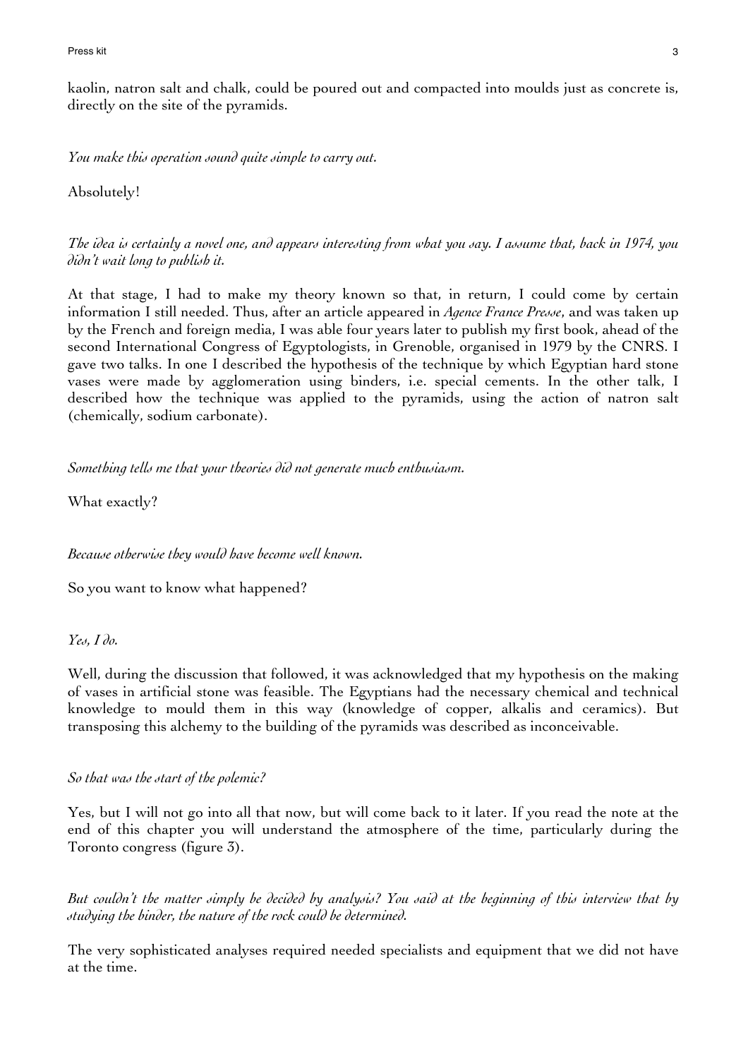kaolin, natron salt and chalk, could be poured out and compacted into moulds just as concrete is, directly on the site of the pyramids.

*You make this operation sound quite simple to carry out.*

Absolutely!

*The idea is certainly a novel one, and appears interesting from what you say. I assume that, back in 1974, you didn't wait long to publish it.*

At that stage, I had to make my theory known so that, in return, I could come by certain information I still needed. Thus, after an article appeared in *Agence France Presse*, and was taken up by the French and foreign media, I was able four years later to publish my first book, ahead of the second International Congress of Egyptologists, in Grenoble, organised in 1979 by the CNRS. I gave two talks. In one I described the hypothesis of the technique by which Egyptian hard stone vases were made by agglomeration using binders, i.e. special cements. In the other talk, I described how the technique was applied to the pyramids, using the action of natron salt (chemically, sodium carbonate).

*Something tells me that your theories did not generate much enthusiasm.*

What exactly?

*Because otherwise they would have become well known.*

So you want to know what happened?

*Yes, I do.*

Well, during the discussion that followed, it was acknowledged that my hypothesis on the making of vases in artificial stone was feasible. The Egyptians had the necessary chemical and technical knowledge to mould them in this way (knowledge of copper, alkalis and ceramics). But transposing this alchemy to the building of the pyramids was described as inconceivable.

*So that was the start of the polemic?*

Yes, but I will not go into all that now, but will come back to it later. If you read the note at the end of this chapter you will understand the atmosphere of the time, particularly during the Toronto congress (figure 3).

*But couldn't the matter simply be decided by analysis? You said at the beginning of this interview that by studying the binder, the nature of the rock could be determined.*

The very sophisticated analyses required needed specialists and equipment that we did not have at the time.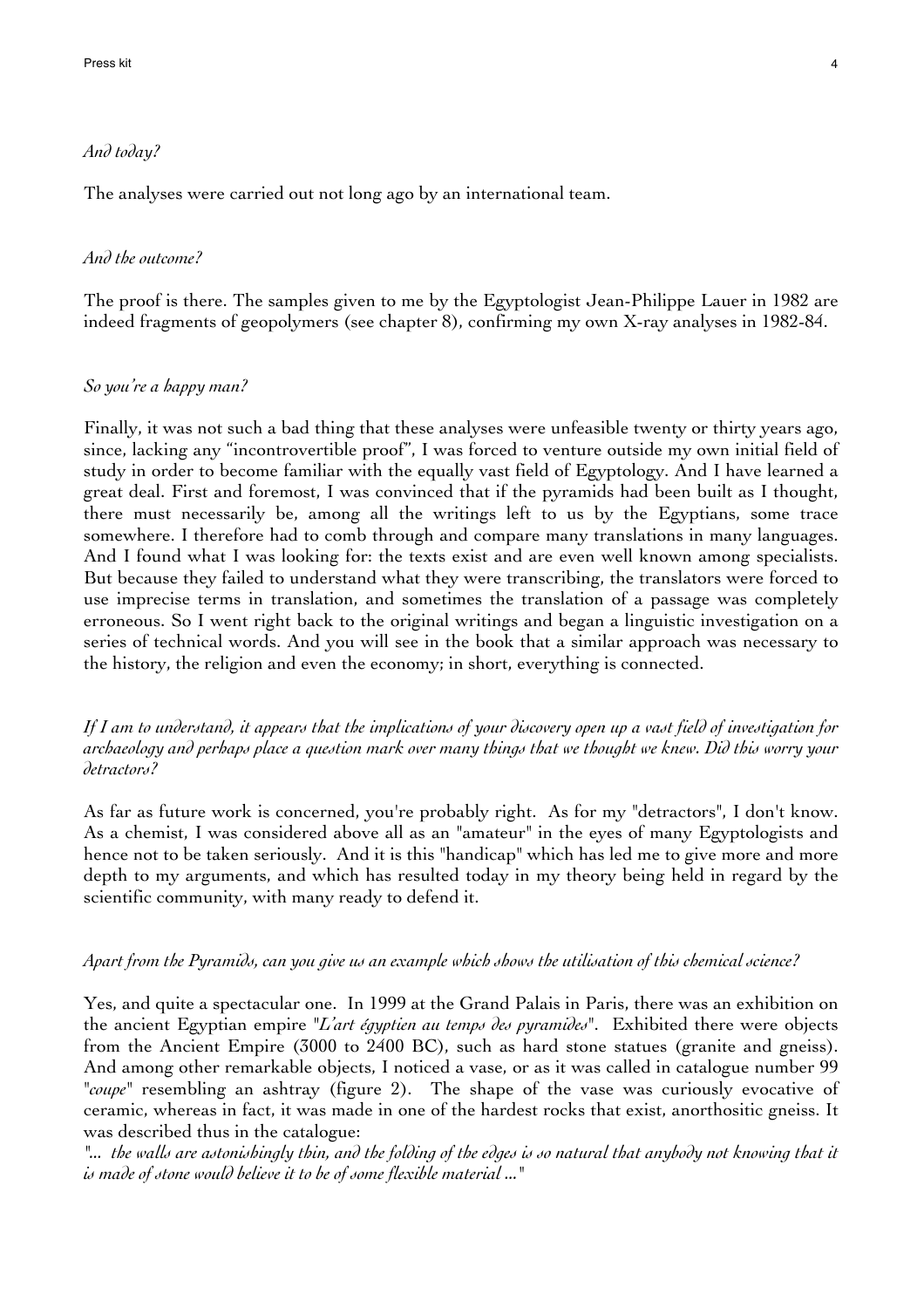*And today?*

The analyses were carried out not long ago by an international team.

*And the outcome?*

The proof is there. The samples given to me by the Egyptologist Jean-Philippe Lauer in 1982 are indeed fragments of geopolymers (see chapter 8), confirming my own X-ray analyses in 1982-84.

*So you're a happy man?*

Finally, it was not such a bad thing that these analyses were unfeasible twenty or thirty years ago, since, lacking any "incontrovertible proof", I was forced to venture outside my own initial field of study in order to become familiar with the equally vast field of Egyptology. And I have learned a great deal. First and foremost, I was convinced that if the pyramids had been built as I thought, there must necessarily be, among all the writings left to us by the Egyptians, some trace somewhere. I therefore had to comb through and compare many translations in many languages. And I found what I was looking for: the texts exist and are even well known among specialists. But because they failed to understand what they were transcribing, the translators were forced to use imprecise terms in translation, and sometimes the translation of a passage was completely erroneous. So I went right back to the original writings and began a linguistic investigation on a series of technical words. And you will see in the book that a similar approach was necessary to the history, the religion and even the economy; in short, everything is connected.

*If I am to understand, it appears that the implications of your discovery open up a vast field of investigation for archaeology and perhaps place a question mark over many things that we thought we knew. Did this worry your detractors?*

As far as future work is concerned, you're probably right. As for my "detractors", I don't know. As a chemist, I was considered above all as an "amateur" in the eyes of many Egyptologists and hence not to be taken seriously. And it is this "handicap" which has led me to give more and more depth to my arguments, and which has resulted today in my theory being held in regard by the scientific community, with many ready to defend it.

*Apart from the Pyramids, can you give us an example which shows the utilisation of this chemical science?*

Yes, and quite a spectacular one. In 1999 at the Grand Palais in Paris, there was an exhibition on the ancient Egyptian empire "*L'art égyptien au temps des pyramides*". Exhibited there were objects from the Ancient Empire (3000 to 2400 BC), such as hard stone statues (granite and gneiss). And among other remarkable objects, I noticed a vase, or as it was called in catalogue number 99 "*coupe*" resembling an ashtray (figure 2). The shape of the vase was curiously evocative of ceramic, whereas in fact, it was made in one of the hardest rocks that exist, anorthositic gneiss. It was described thus in the catalogue:

"*... the walls are astonishingly thin, and the folding of the edges is so natural that anybody not knowing that it is made of stone would believe it to be of some flexible material ...*"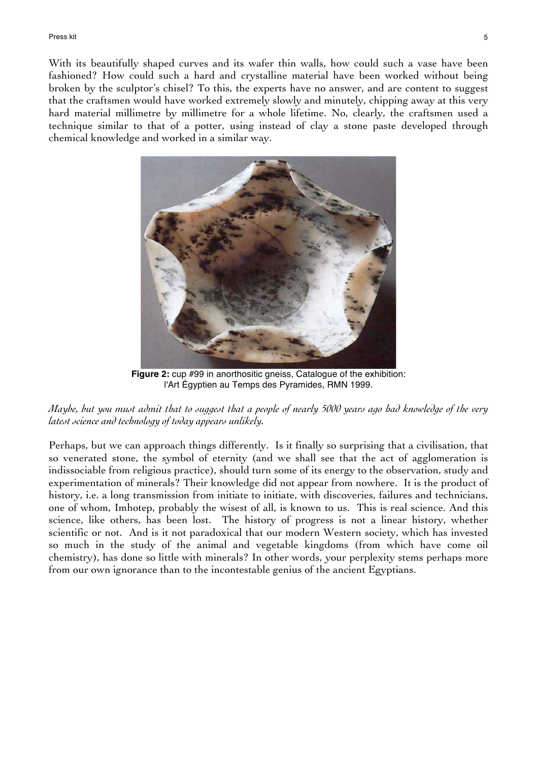With its beautifully shaped curves and its wafer thin walls, how could such a vase have been fashioned? How could such a hard and crystalline material have been worked without being broken by the sculptor's chisel? To this, the experts have no answer, and are content to suggest that the craftsmen would have worked extremely slowly and minutely, chipping away at this very hard material millimetre by millimetre for a whole lifetime. No, clearly, the craftsmen used a technique similar to that of a potter, using instead of clay a stone paste developed through chemical knowledge and worked in a similar way.

**Figure 2:** cup #99 in anorthositic gneiss, Catalogue of the exhibition: l'Art Égyptien au Temps des Pyramides, RMN 1999.

*Maybe, but you must admit that to suggest that a people of nearly 5000 years ago had knowledge of the very latest science and technology of today appears unlikely.*

Perhaps, but we can approach things differently. Is it finally so surprising that a civilisation, that so venerated stone, the symbol of eternity (and we shall see that the act of agglomeration is indissociable from religious practice), should turn some of its energy to the observation, study and experimentation of minerals? Their knowledge did not appear from nowhere. It is the product of history, i.e. a long transmission from initiate to initiate, with discoveries, failures and technicians, one of whom, Imhotep, probably the wisest of all, is known to us. This is real science. And this science, like others, has been lost. The history of progress is not a linear history, whether scientific or not. And is it not paradoxical that our modern Western society, which has invested so much in the study of the animal and vegetable kingdoms (from which have come oil chemistry), has done so little with minerals? In other words, your perplexity stems perhaps more from our own ignorance than to the incontestable genius of the ancient Egyptians.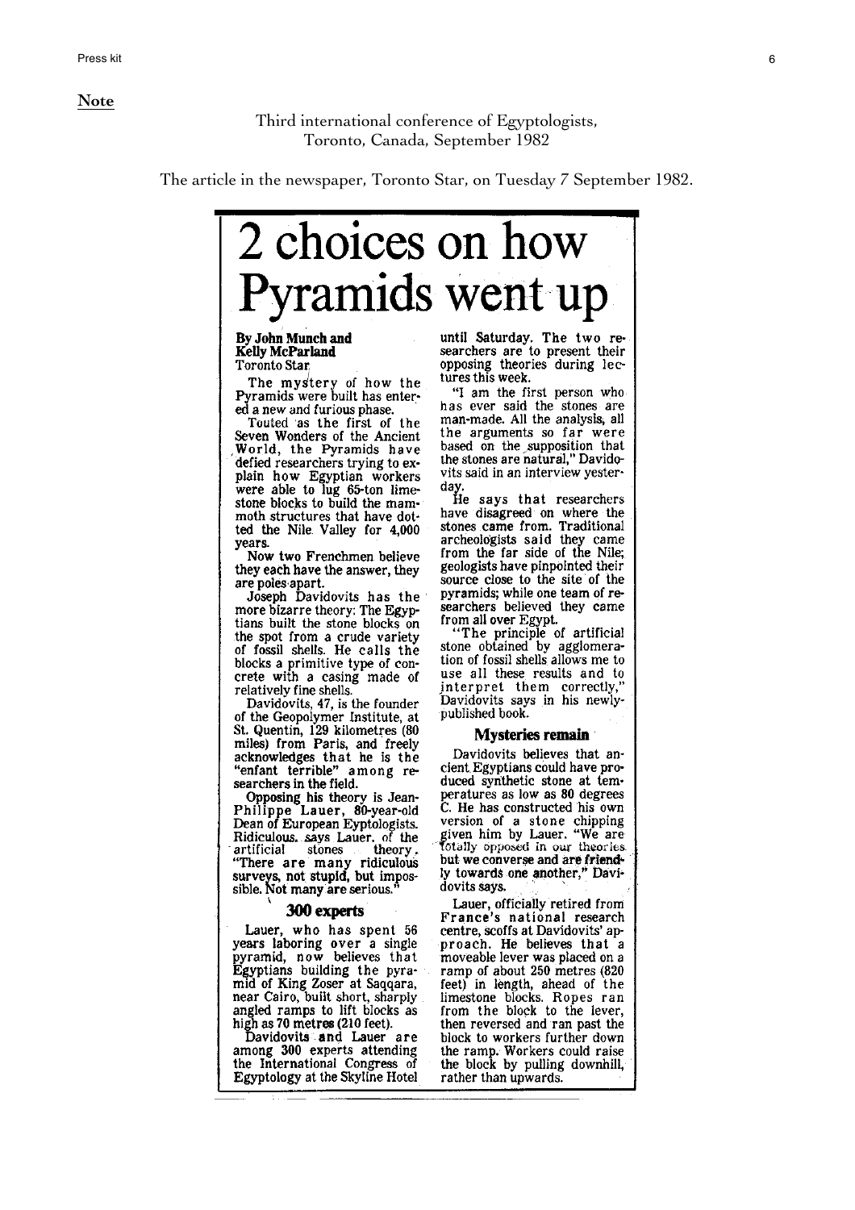**Note**

Third international conference of Egyptologists,
Toronto, Canada, September 1982

The article in the newspaper, Toronto Star, on Tuesday 7 September 1982.

# 2 choices on how Pyramids went up

**By John Munch and Kelly McParland**
Toronto Star

The mystery of how the Pyramids were built has entered a new and furious phase.

Touted as the first of the Seven Wonders of the Ancient World, the Pyramids have defied researchers trying to explain how Egyptian workers were able to lug 65-ton limestone blocks to build the mammoth structures that have dotted the Nile Valley for 4,000 years.

Now two Frenchmen believe they each have the answer, they are poles apart.

Joseph Davidovits has the more bizarre theory: The Egyptians built the stone blocks on the spot from a crude variety of fossil shells. He calls the blocks a primitive type of concrete with a casing made of relatively fine shells.

Davidovits, 47, is the founder of the Geopolymer Institute, at St. Quentin, 129 kilometres (80 miles) from Paris, and freely acknowledges that he is the "enfant terrible" among researchers in the field.

Opposing his theory is Jean-Philippe Lauer, 80-year-old Dean of European Eyptologists. Ridiculous, says Lauer, of the artificial stones theory. "There are many ridiculous surveys, not stupid, but impossible. Not many are serious."

### 300 experts

Lauer, who has spent 56 years laboring over a single pyramid, now believes that Egyptians building the pyramid of King Zoser at Saqqara, near Cairo, built short, sharply angled ramps to lift blocks as high as 70 metres (210 feet).

Davidovits and Lauer are among 300 experts attending the International Congress of Egyptology at the Skyline Hotel until Saturday. The two researchers are to present their opposing theories during lectures this week.

"I am the first person who has ever said the stones are man-made. All the analysis, all the arguments so far were based on the supposition that the stones are natural," Davidovits said in an interview yesterday.

He says that researchers have disagreed on where the stones came from. Traditional archeologists said they came from the far side of the Nile; geologists have pinpointed their source close to the site of the pyramids; while one team of researchers believed they came from all over Egypt.

"The principle of artificial stone obtained by agglomeration of fossil shells allows me to use all these results and to interpret them correctly," Davidovits says in his newly-published book.

### Mysteries remain

Davidovits believes that ancient Egyptians could have produced synthetic stone at temperatures as low as 80 degrees C. He has constructed his own version of a stone chipping given him by Lauer. "We are totally opposed in our theories but we converse and are friendly towards one another," Davidovits says.

Lauer, officially retired from France's national research centre, scoffs at Davidovits' approach. He believes that a moveable lever was placed on a ramp of about 250 metres (820 feet) in length, ahead of the limestone blocks. Ropes ran from the block to the lever, then reversed and ran past the block to workers further down the ramp. Workers could raise the block by pulling downhill, rather than upwards.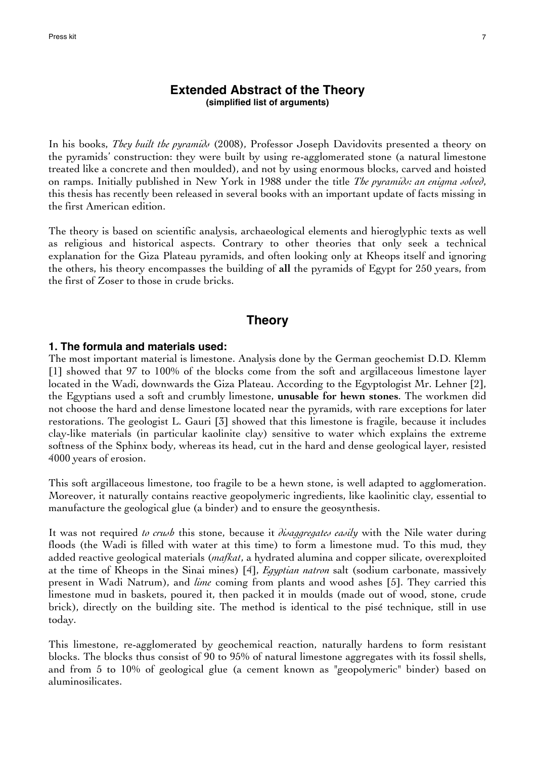## Extended Abstract of the Theory

**(simplified list of arguments)**

In his books, *They built the pyramids* (2008), Professor Joseph Davidovits presented a theory on the pyramids' construction: they were built by using re-agglomerated stone (a natural limestone treated like a concrete and then moulded), and not by using enormous blocks, carved and hoisted on ramps. Initially published in New York in 1988 under the title *The pyramids: an enigma solved*, this thesis has recently been released in several books with an important update of facts missing in the first American edition.

The theory is based on scientific analysis, archaeological elements and hieroglyphic texts as well as religious and historical aspects. Contrary to other theories that only seek a technical explanation for the Giza Plateau pyramids, and often looking only at Kheops itself and ignoring the others, his theory encompasses the building of **all** the pyramids of Egypt for 250 years, from the first of Zoser to those in crude bricks.

## Theory

### 1. The formula and materials used:

The most important material is limestone. Analysis done by the German geochemist D.D. Klemm [1] showed that 97 to 100% of the blocks come from the soft and argillaceous limestone layer located in the Wadi, downwards the Giza Plateau. According to the Egyptologist Mr. Lehner [2], the Egyptians used a soft and crumbly limestone, **unusable for hewn stones**. The workmen did not choose the hard and dense limestone located near the pyramids, with rare exceptions for later restorations. The geologist L. Gauri [3] showed that this limestone is fragile, because it includes clay-like materials (in particular kaolinite clay) sensitive to water which explains the extreme softness of the Sphinx body, whereas its head, cut in the hard and dense geological layer, resisted 4000 years of erosion.

This soft argillaceous limestone, too fragile to be a hewn stone, is well adapted to agglomeration. Moreover, it naturally contains reactive geopolymeric ingredients, like kaolinitic clay, essential to manufacture the geological glue (a binder) and to ensure the geosynthesis.

It was not required *to crush* this stone, because it *disaggregates easily* with the Nile water during floods (the Wadi is filled with water at this time) to form a limestone mud. To this mud, they added reactive geological materials (*mafkat*, a hydrated alumina and copper silicate, overexploited at the time of Kheops in the Sinai mines) [4], *Egyptian natron* salt (sodium carbonate, massively present in Wadi Natrum), and *lime* coming from plants and wood ashes [5]. They carried this limestone mud in baskets, poured it, then packed it in moulds (made out of wood, stone, crude brick), directly on the building site. The method is identical to the pisé technique, still in use today.

This limestone, re-agglomerated by geochemical reaction, naturally hardens to form resistant blocks. The blocks thus consist of 90 to 95% of natural limestone aggregates with its fossil shells, and from 5 to 10% of geological glue (a cement known as "geopolymeric" binder) based on aluminosilicates.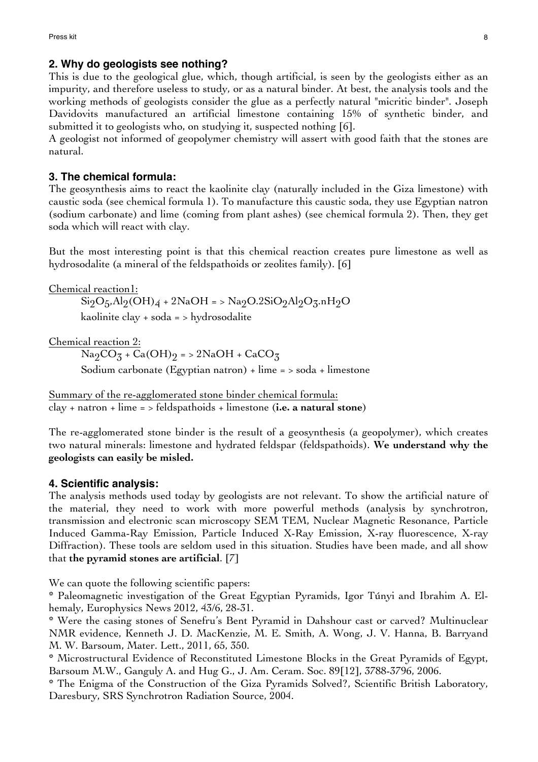## 2. Why do geologists see nothing?

This is due to the geological glue, which, though artificial, is seen by the geologists either as an impurity, and therefore useless to study, or as a natural binder. At best, the analysis tools and the working methods of geologists consider the glue as a perfectly natural "micritic binder". Joseph Davidovits manufactured an artificial limestone containing 15% of synthetic binder, and submitted it to geologists who, on studying it, suspected nothing [6].

A geologist not informed of geopolymer chemistry will assert with good faith that the stones are natural.

## 3. The chemical formula:

The geosynthesis aims to react the kaolinite clay (naturally included in the Giza limestone) with caustic soda (see chemical formula 1). To manufacture this caustic soda, they use Egyptian natron (sodium carbonate) and lime (coming from plant ashes) (see chemical formula 2). Then, they get soda which will react with clay.

But the most interesting point is that this chemical reaction creates pure limestone as well as hydrosodalite (a mineral of the feldspathoids or zeolites family). [6]

Chemical reaction1:

$$Si_2O_5,Al_2(OH)_4 + 2NaOH => Na_2O.2SiO_2Al_2O_3.nH_2O$$

kaolinite clay + soda = > hydrosodalite

Chemical reaction 2:

$$Na_2CO_3 + Ca(OH)_2 => 2NaOH + CaCO_3$$

Sodium carbonate (Egyptian natron) + lime = > soda + limestone

Summary of the re-agglomerated stone binder chemical formula:
clay + natron + lime = > feldspathoids + limestone (**i.e. a natural stone**)

The re-agglomerated stone binder is the result of a geosynthesis (a geopolymer), which creates two natural minerals: limestone and hydrated feldspar (feldspathoids). **We understand why the geologists can easily be misled.**

## 4. Scientific analysis:

The analysis methods used today by geologists are not relevant. To show the artificial nature of the material, they need to work with more powerful methods (analysis by synchrotron, transmission and electronic scan microscopy SEM TEM, Nuclear Magnetic Resonance, Particle Induced Gamma-Ray Emission, Particle Induced X-Ray Emission, X-ray fluorescence, X-ray Diffraction). These tools are seldom used in this situation. Studies have been made, and all show that **the pyramid stones are artificial**. [7]

We can quote the following scientific papers:

* Paleomagnetic investigation of the Great Egyptian Pyramids, Igor Túnyi and Ibrahim A. El-hemaly, Europhysics News 2012, 43/6, 28-31.
* Were the casing stones of Senefru's Bent Pyramid in Dahshour cast or carved? Multinuclear NMR evidence, Kenneth J. D. MacKenzie, M. E. Smith, A. Wong, J. V. Hanna, B. Barryand M. W. Barsoum, Mater. Lett., 2011, 65, 350.
* Microstructural Evidence of Reconstituted Limestone Blocks in the Great Pyramids of Egypt, Barsoum M.W., Ganguly A. and Hug G., J. Am. Ceram. Soc. 89[12], 3788-3796, 2006.
* The Enigma of the Construction of the Giza Pyramids Solved?, Scientific British Laboratory, Daresbury, SRS Synchrotron Radiation Source, 2004.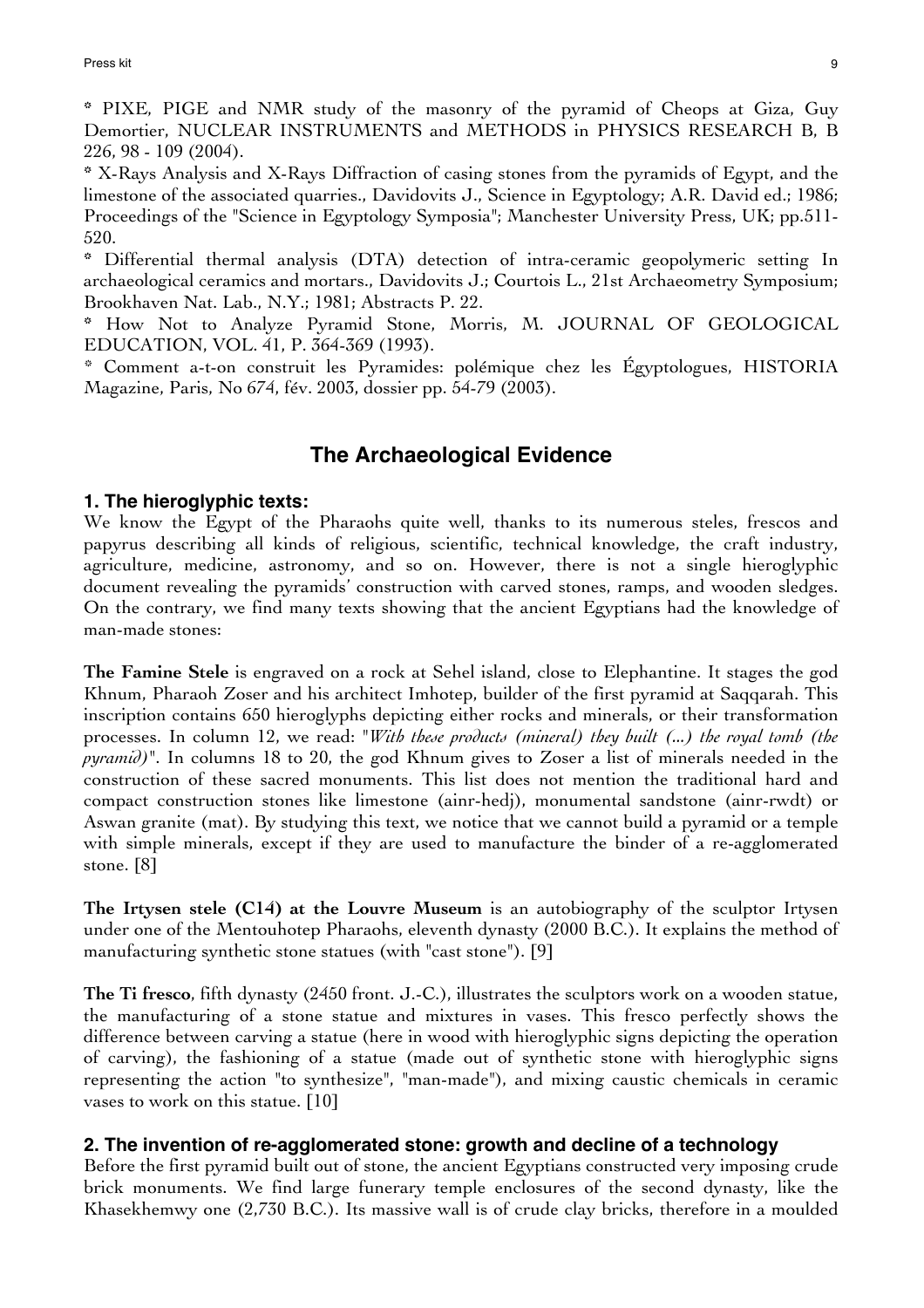* PIXE, PIGE and NMR study of the masonry of the pyramid of Cheops at Giza, Guy Demortier, NUCLEAR INSTRUMENTS and METHODS in PHYSICS RESEARCH B, B 226, 98 - 109 (2004).

* X-Rays Analysis and X-Rays Diffraction of casing stones from the pyramids of Egypt, and the limestone of the associated quarries., Davidovits J., Science in Egyptology; A.R. David ed.; 1986; Proceedings of the "Science in Egyptology Symposia"; Manchester University Press, UK; pp.511-520.

* Differential thermal analysis (DTA) detection of intra-ceramic geopolymeric setting In archaeological ceramics and mortars., Davidovits J.; Courtois L., 21st Archaeometry Symposium; Brookhaven Nat. Lab., N.Y.; 1981; Abstracts P. 22.

* How Not to Analyze Pyramid Stone, Morris, M. JOURNAL OF GEOLOGICAL EDUCATION, VOL. 41, P. 364-369 (1993).

* Comment a-t-on construit les Pyramides: polémique chez les Égyptologues, HISTORIA Magazine, Paris, No 674, fév. 2003, dossier pp. 54-79 (2003).

## The Archaeological Evidence

### 1. The hieroglyphic texts:

We know the Egypt of the Pharaohs quite well, thanks to its numerous steles, frescos and papyrus describing all kinds of religious, scientific, technical knowledge, the craft industry, agriculture, medicine, astronomy, and so on. However, there is not a single hieroglyphic document revealing the pyramids' construction with carved stones, ramps, and wooden sledges. On the contrary, we find many texts showing that the ancient Egyptians had the knowledge of man-made stones:

**The Famine Stele** is engraved on a rock at Sehel island, close to Elephantine. It stages the god Khnum, Pharaoh Zoser and his architect Imhotep, builder of the first pyramid at Saqqarah. This inscription contains 650 hieroglyphs depicting either rocks and minerals, or their transformation processes. In column 12, we read: "*With these products (mineral) they built (...) the royal tomb (the pyramid)*". In columns 18 to 20, the god Khnum gives to Zoser a list of minerals needed in the construction of these sacred monuments. This list does not mention the traditional hard and compact construction stones like limestone (ainr-hedj), monumental sandstone (ainr-rwdt) or Aswan granite (mat). By studying this text, we notice that we cannot build a pyramid or a temple with simple minerals, except if they are used to manufacture the binder of a re-agglomerated stone. [8]

**The Irtysen stele (C14) at the Louvre Museum** is an autobiography of the sculptor Irtysen under one of the Mentouhotep Pharaohs, eleventh dynasty (2000 B.C.). It explains the method of manufacturing synthetic stone statues (with "cast stone"). [9]

**The Ti fresco**, fifth dynasty (2450 front. J.-C.), illustrates the sculptors work on a wooden statue, the manufacturing of a stone statue and mixtures in vases. This fresco perfectly shows the difference between carving a statue (here in wood with hieroglyphic signs depicting the operation of carving), the fashioning of a statue (made out of synthetic stone with hieroglyphic signs representing the action "to synthesize", "man-made"), and mixing caustic chemicals in ceramic vases to work on this statue. [10]

### 2. The invention of re-agglomerated stone: growth and decline of a technology

Before the first pyramid built out of stone, the ancient Egyptians constructed very imposing crude brick monuments. We find large funerary temple enclosures of the second dynasty, like the Khasekhemwy one (2,730 B.C.). Its massive wall is of crude clay bricks, therefore in a moulded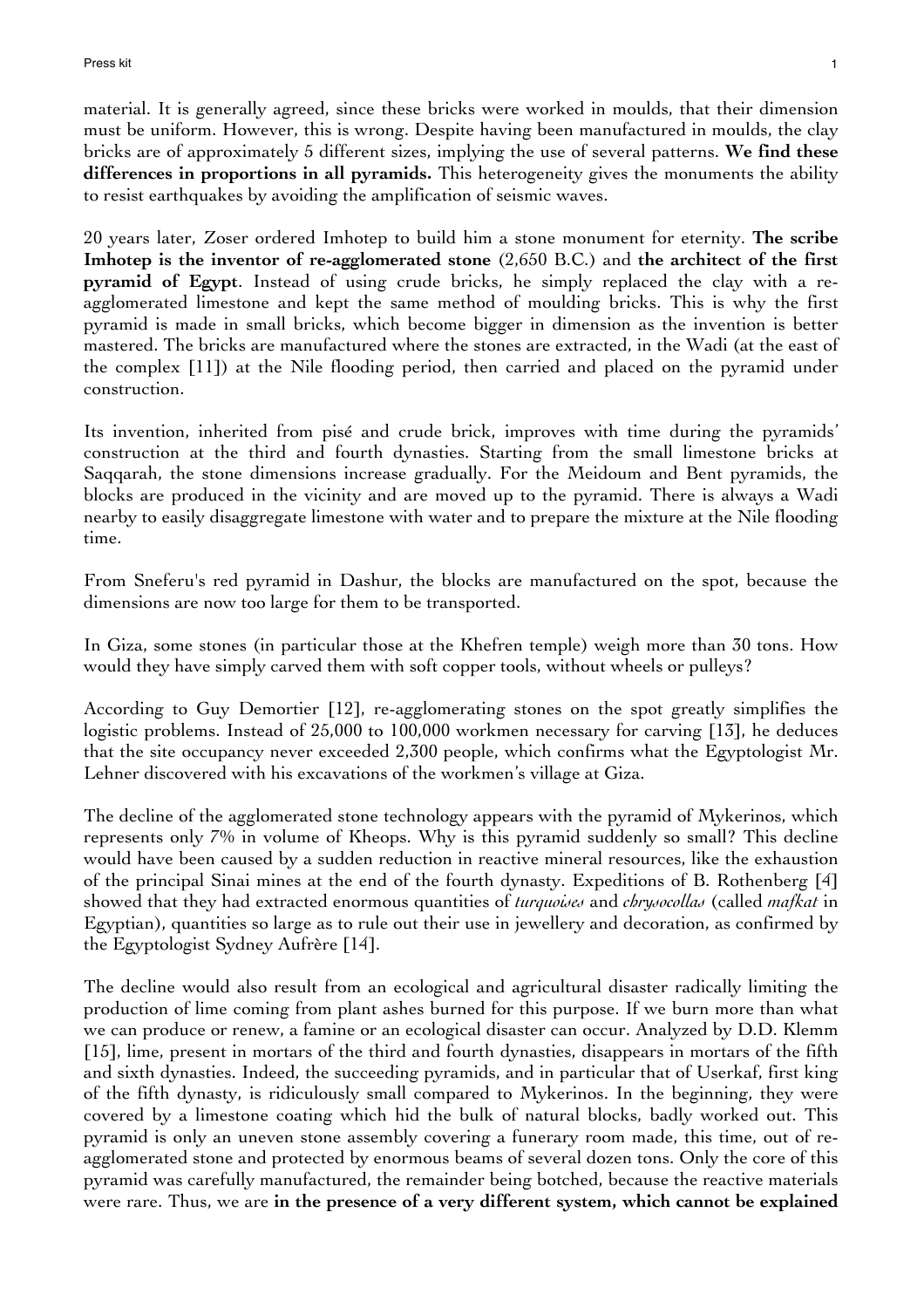material. It is generally agreed, since these bricks were worked in moulds, that their dimension must be uniform. However, this is wrong. Despite having been manufactured in moulds, the clay bricks are of approximately 5 different sizes, implying the use of several patterns. **We find these differences in proportions in all pyramids.** This heterogeneity gives the monuments the ability to resist earthquakes by avoiding the amplification of seismic waves.

20 years later, Zoser ordered Imhotep to build him a stone monument for eternity. **The scribe Imhotep is the inventor of re-agglomerated stone** (2,650 B.C.) and **the architect of the first pyramid of Egypt**. Instead of using crude bricks, he simply replaced the clay with a re-agglomerated limestone and kept the same method of moulding bricks. This is why the first pyramid is made in small bricks, which become bigger in dimension as the invention is better mastered. The bricks are manufactured where the stones are extracted, in the Wadi (at the east of the complex [11]) at the Nile flooding period, then carried and placed on the pyramid under construction.

Its invention, inherited from pisé and crude brick, improves with time during the pyramids' construction at the third and fourth dynasties. Starting from the small limestone bricks at Saqqarah, the stone dimensions increase gradually. For the Meidoum and Bent pyramids, the blocks are produced in the vicinity and are moved up to the pyramid. There is always a Wadi nearby to easily disaggregate limestone with water and to prepare the mixture at the Nile flooding time.

From Sneferu's red pyramid in Dashur, the blocks are manufactured on the spot, because the dimensions are now too large for them to be transported.

In Giza, some stones (in particular those at the Khefren temple) weigh more than 30 tons. How would they have simply carved them with soft copper tools, without wheels or pulleys?

According to Guy Demortier [12], re-agglomerating stones on the spot greatly simplifies the logistic problems. Instead of 25,000 to 100,000 workmen necessary for carving [13], he deduces that the site occupancy never exceeded 2,300 people, which confirms what the Egyptologist Mr. Lehner discovered with his excavations of the workmen's village at Giza.

The decline of the agglomerated stone technology appears with the pyramid of Mykerinos, which represents only 7% in volume of Kheops. Why is this pyramid suddenly so small? This decline would have been caused by a sudden reduction in reactive mineral resources, like the exhaustion of the principal Sinai mines at the end of the fourth dynasty. Expeditions of B. Rothenberg [4] showed that they had extracted enormous quantities of *turquoises* and *chrysocollas* (called *mafkat* in Egyptian), quantities so large as to rule out their use in jewellery and decoration, as confirmed by the Egyptologist Sydney Aufrère [14].

The decline would also result from an ecological and agricultural disaster radically limiting the production of lime coming from plant ashes burned for this purpose. If we burn more than what we can produce or renew, a famine or an ecological disaster can occur. Analyzed by D.D. Klemm [15], lime, present in mortars of the third and fourth dynasties, disappears in mortars of the fifth and sixth dynasties. Indeed, the succeeding pyramids, and in particular that of Userkaf, first king of the fifth dynasty, is ridiculously small compared to Mykerinos. In the beginning, they were covered by a limestone coating which hid the bulk of natural blocks, badly worked out. This pyramid is only an uneven stone assembly covering a funerary room made, this time, out of re-agglomerated stone and protected by enormous beams of several dozen tons. Only the core of this pyramid was carefully manufactured, the remainder being botched, because the reactive materials were rare. Thus, we are **in the presence of a very different system, which cannot be explained**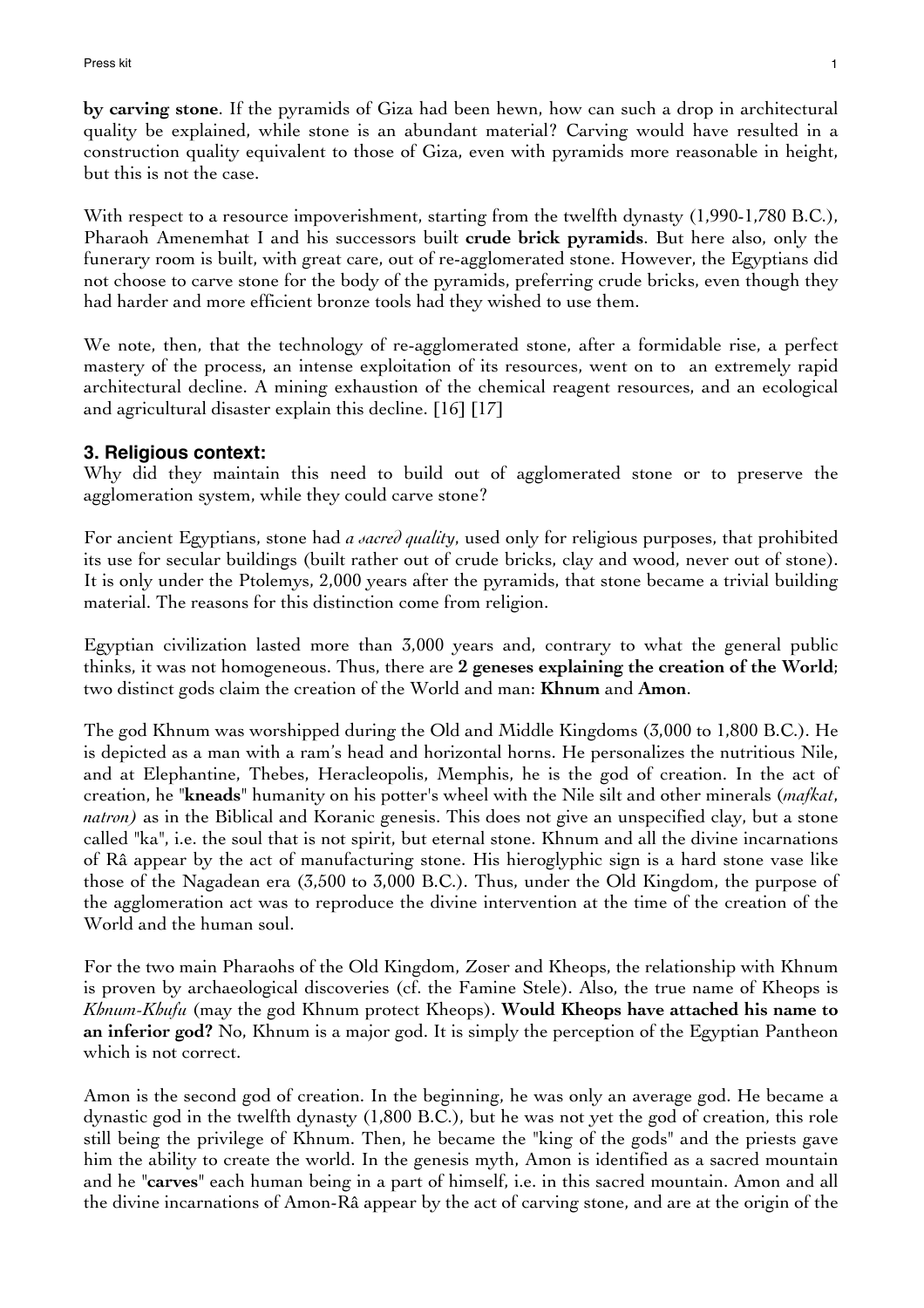**by carving stone**. If the pyramids of Giza had been hewn, how can such a drop in architectural quality be explained, while stone is an abundant material? Carving would have resulted in a construction quality equivalent to those of Giza, even with pyramids more reasonable in height, but this is not the case.

With respect to a resource impoverishment, starting from the twelfth dynasty (1,990-1,780 B.C.), Pharaoh Amenemhat I and his successors built **crude brick pyramids**. But here also, only the funerary room is built, with great care, out of re-agglomerated stone. However, the Egyptians did not choose to carve stone for the body of the pyramids, preferring crude bricks, even though they had harder and more efficient bronze tools had they wished to use them.

We note, then, that the technology of re-agglomerated stone, after a formidable rise, a perfect mastery of the process, an intense exploitation of its resources, went on to an extremely rapid architectural decline. A mining exhaustion of the chemical reagent resources, and an ecological and agricultural disaster explain this decline. [16] [17]

### 3. Religious context:

Why did they maintain this need to build out of agglomerated stone or to preserve the agglomeration system, while they could carve stone?

For ancient Egyptians, stone had *a sacred quality*, used only for religious purposes, that prohibited its use for secular buildings (built rather out of crude bricks, clay and wood, never out of stone). It is only under the Ptolemys, 2,000 years after the pyramids, that stone became a trivial building material. The reasons for this distinction come from religion.

Egyptian civilization lasted more than 3,000 years and, contrary to what the general public thinks, it was not homogeneous. Thus, there are **2 geneses explaining the creation of the World**; two distinct gods claim the creation of the World and man: **Khnum** and **Amon**.

The god Khnum was worshipped during the Old and Middle Kingdoms (3,000 to 1,800 B.C.). He is depicted as a man with a ram's head and horizontal horns. He personalizes the nutritious Nile, and at Elephantine, Thebes, Heracleopolis, Memphis, he is the god of creation. In the act of creation, he "**kneads**" humanity on his potter's wheel with the Nile silt and other minerals (*mafkat*, *natron)* as in the Biblical and Koranic genesis. This does not give an unspecified clay, but a stone called "ka", i.e. the soul that is not spirit, but eternal stone. Khnum and all the divine incarnations of Râ appear by the act of manufacturing stone. His hieroglyphic sign is a hard stone vase like those of the Nagadean era (3,500 to 3,000 B.C.). Thus, under the Old Kingdom, the purpose of the agglomeration act was to reproduce the divine intervention at the time of the creation of the World and the human soul.

For the two main Pharaohs of the Old Kingdom, Zoser and Kheops, the relationship with Khnum is proven by archaeological discoveries (cf. the Famine Stele). Also, the true name of Kheops is *Khnum-Khufu* (may the god Khnum protect Kheops). **Would Kheops have attached his name to an inferior god?** No, Khnum is a major god. It is simply the perception of the Egyptian Pantheon which is not correct.

Amon is the second god of creation. In the beginning, he was only an average god. He became a dynastic god in the twelfth dynasty (1,800 B.C.), but he was not yet the god of creation, this role still being the privilege of Khnum. Then, he became the "king of the gods" and the priests gave him the ability to create the world. In the genesis myth, Amon is identified as a sacred mountain and he "**carves**" each human being in a part of himself, i.e. in this sacred mountain. Amon and all the divine incarnations of Amon-Râ appear by the act of carving stone, and are at the origin of the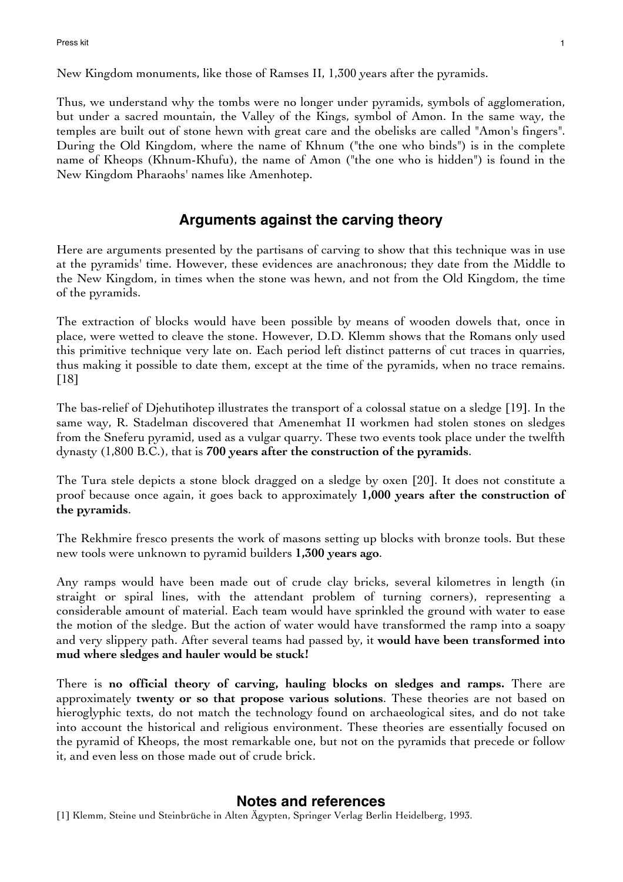New Kingdom monuments, like those of Ramses II, 1,300 years after the pyramids.

Thus, we understand why the tombs were no longer under pyramids, symbols of agglomeration, but under a sacred mountain, the Valley of the Kings, symbol of Amon. In the same way, the temples are built out of stone hewn with great care and the obelisks are called "Amon's fingers". During the Old Kingdom, where the name of Khnum ("the one who binds") is in the complete name of Kheops (Khnum-Khufu), the name of Amon ("the one who is hidden") is found in the New Kingdom Pharaohs' names like Amenhotep.

## Arguments against the carving theory

Here are arguments presented by the partisans of carving to show that this technique was in use at the pyramids' time. However, these evidences are anachronous; they date from the Middle to the New Kingdom, in times when the stone was hewn, and not from the Old Kingdom, the time of the pyramids.

The extraction of blocks would have been possible by means of wooden dowels that, once in place, were wetted to cleave the stone. However, D.D. Klemm shows that the Romans only used this primitive technique very late on. Each period left distinct patterns of cut traces in quarries, thus making it possible to date them, except at the time of the pyramids, when no trace remains. [18]

The bas-relief of Djehutihotep illustrates the transport of a colossal statue on a sledge [19]. In the same way, R. Stadelman discovered that Amenemhat II workmen had stolen stones on sledges from the Sneferu pyramid, used as a vulgar quarry. These two events took place under the twelfth dynasty (1,800 B.C.), that is **700 years after the construction of the pyramids**.

The Tura stele depicts a stone block dragged on a sledge by oxen [20]. It does not constitute a proof because once again, it goes back to approximately **1,000 years after the construction of the pyramids**.

The Rekhmire fresco presents the work of masons setting up blocks with bronze tools. But these new tools were unknown to pyramid builders **1,300 years ago**.

Any ramps would have been made out of crude clay bricks, several kilometres in length (in straight or spiral lines, with the attendant problem of turning corners), representing a considerable amount of material. Each team would have sprinkled the ground with water to ease the motion of the sledge. But the action of water would have transformed the ramp into a soapy and very slippery path. After several teams had passed by, it **would have been transformed into mud where sledges and hauler would be stuck!**

There is **no official theory of carving, hauling blocks on sledges and ramps.** There are approximately **twenty or so that propose various solutions**. These theories are not based on hieroglyphic texts, do not match the technology found on archaeological sites, and do not take into account the historical and religious environment. These theories are essentially focused on the pyramid of Kheops, the most remarkable one, but not on the pyramids that precede or follow it, and even less on those made out of crude brick.

## Notes and references

[1] Klemm, Steine und Steinbrüche in Alten Ägypten, Springer Verlag Berlin Heidelberg, 1993.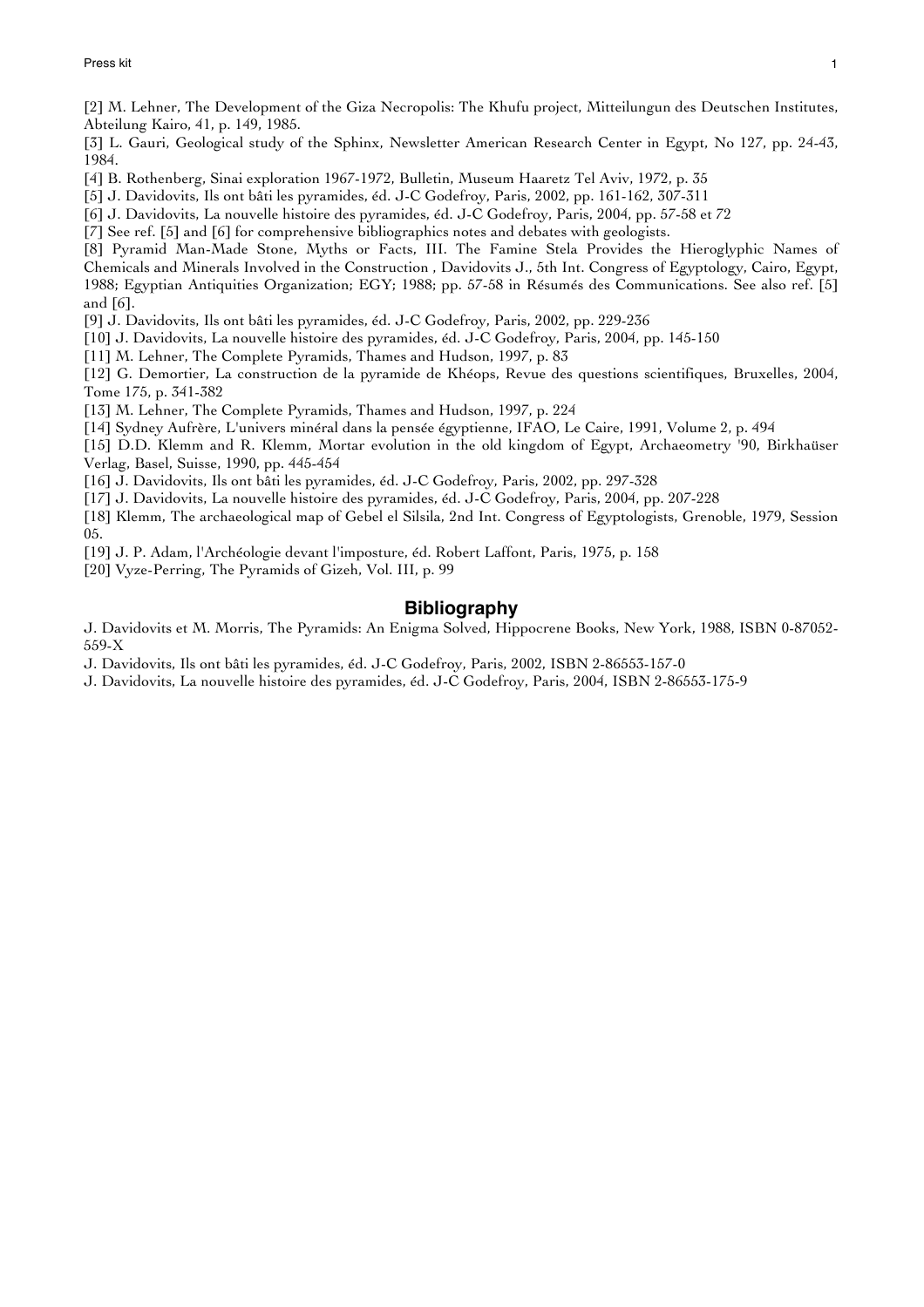[2] M. Lehner, The Development of the Giza Necropolis: The Khufu project, Mitteilungun des Deutschen Institutes, Abteilung Kairo, 41, p. 149, 1985.

[3] L. Gauri, Geological study of the Sphinx, Newsletter American Research Center in Egypt, No 127, pp. 24-43, 1984.

[4] B. Rothenberg, Sinai exploration 1967-1972, Bulletin, Museum Haaretz Tel Aviv, 1972, p. 35

[5] J. Davidovits, Ils ont bâti les pyramides, éd. J-C Godefroy, Paris, 2002, pp. 161-162, 307-311

[6] J. Davidovits, La nouvelle histoire des pyramides, éd. J-C Godefroy, Paris, 2004, pp. 57-58 et 72

[7] See ref. [5] and [6] for comprehensive bibliographics notes and debates with geologists.

[8] Pyramid Man-Made Stone, Myths or Facts, III. The Famine Stela Provides the Hieroglyphic Names of Chemicals and Minerals Involved in the Construction , Davidovits J., 5th Int. Congress of Egyptology, Cairo, Egypt, 1988; Egyptian Antiquities Organization; EGY; 1988; pp. 57-58 in Résumés des Communications. See also ref. [5] and [6].

[9] J. Davidovits, Ils ont bâti les pyramides, éd. J-C Godefroy, Paris, 2002, pp. 229-236

[10] J. Davidovits, La nouvelle histoire des pyramides, éd. J-C Godefroy, Paris, 2004, pp. 145-150

[11] M. Lehner, The Complete Pyramids, Thames and Hudson, 1997, p. 83

[12] G. Demortier, La construction de la pyramide de Khéops, Revue des questions scientifiques, Bruxelles, 2004, Tome 175, p. 341-382

[13] M. Lehner, The Complete Pyramids, Thames and Hudson, 1997, p. 224

[14] Sydney Aufrère, L'univers minéral dans la pensée égyptienne, IFAO, Le Caire, 1991, Volume 2, p. 494

[15] D.D. Klemm and R. Klemm, Mortar evolution in the old kingdom of Egypt, Archaeometry '90, Birkhaüser Verlag, Basel, Suisse, 1990, pp. 445-454

[16] J. Davidovits, Ils ont bâti les pyramides, éd. J-C Godefroy, Paris, 2002, pp. 297-328

[17] J. Davidovits, La nouvelle histoire des pyramides, éd. J-C Godefroy, Paris, 2004, pp. 207-228

[18] Klemm, The archaeological map of Gebel el Silsila, 2nd Int. Congress of Egyptologists, Grenoble, 1979, Session 05.

[19] J. P. Adam, l'Archéologie devant l'imposture, éd. Robert Laffont, Paris, 1975, p. 158

[20] Vyze-Perring, The Pyramids of Gizeh, Vol. III, p. 99

## Bibliography

J. Davidovits et M. Morris, The Pyramids: An Enigma Solved, Hippocrene Books, New York, 1988, ISBN 0-87052-559-X

J. Davidovits, Ils ont bâti les pyramides, éd. J-C Godefroy, Paris, 2002, ISBN 2-86553-157-0

J. Davidovits, La nouvelle histoire des pyramides, éd. J-C Godefroy, Paris, 2004, ISBN 2-86553-175-9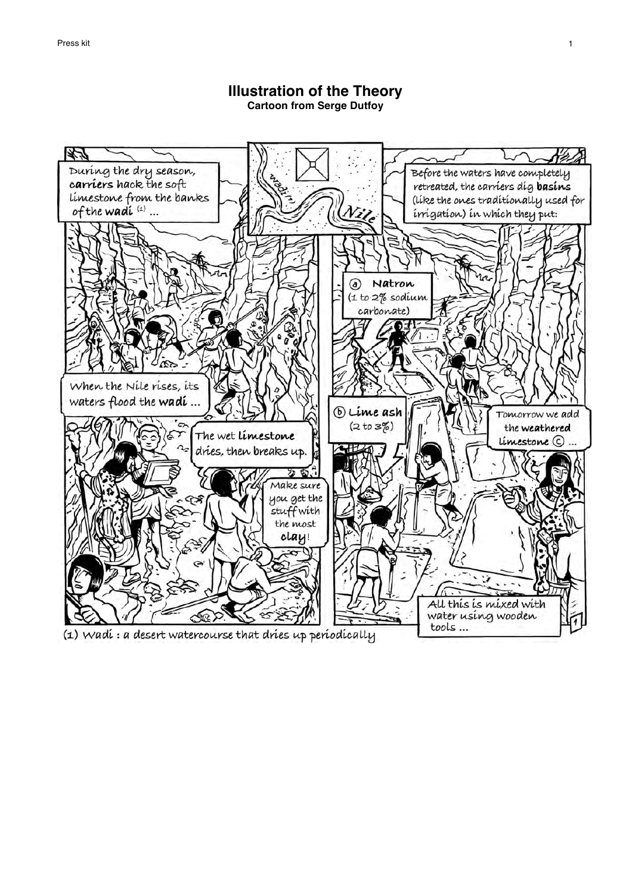# Illustration of the Theory

**Cartoon from Serge Dutfoy**

During the dry season, **carriers** hack the soft limestone from the banks of the **wadi** [1] ...

wadi

Nile

Before the waters have completely retreated, the carriers dig **basins** (like the ones traditionally used for irrigation) in which they put:

ⓐ **Natron** (1 to 2% sodium carbonate)

When the Nile rises, its waters flood the **wadi** ...

The wet **limestone** dries, then breaks up.

Make sure you get the stuff with the most **clay**!

ⓑ **Lime ash** (2 to 3%)

Tomorrow we add the **weathered limestone** ⓒ ...

All this is mixed with water using wooden tools ...

1

(1) Wadi : a desert watercourse that dries up periodically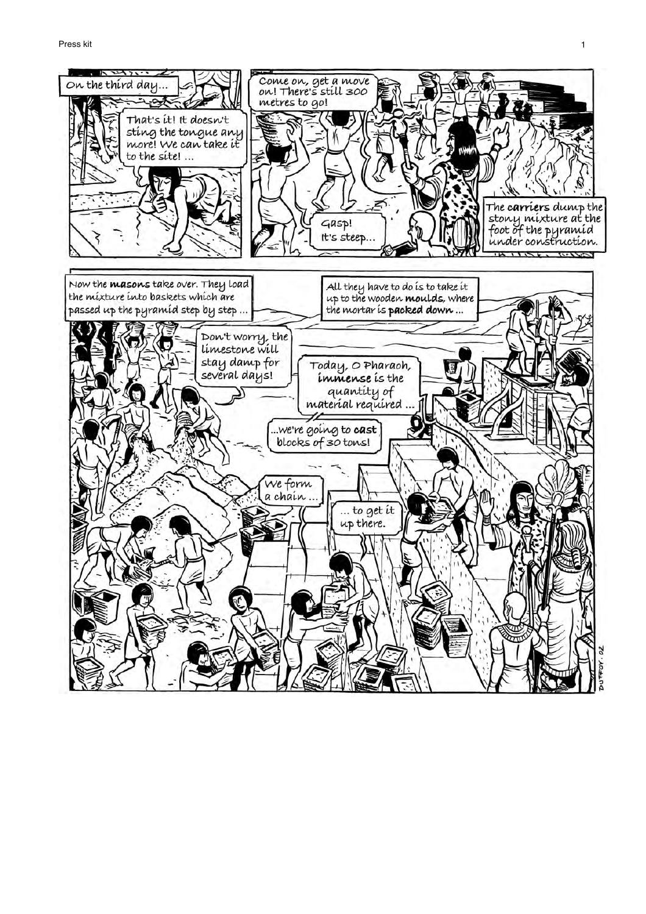On the third day...

That's it! It doesn't sting the tongue any more! We can take it to the site! ...

Come on, get a move on! There's still 300 metres to go!

Gasp! It's steep...

The **carriers** dump the stony mixture at the foot of the pyramid under construction.

Now the **masons** take over. They load the mixture into baskets which are passed up the pyramid step by step ...

All they have to do is to take it up to the wooden **moulds**, where the mortar is **packed down** ...

Don't worry, the limestone will stay damp for several days!

Today, O Pharaoh, **immense** is the quantity of material required ...

...we're going to **cast** blocks of 30 tons!

We form a chain ...

... to get it up there.

DUFFOY. 02